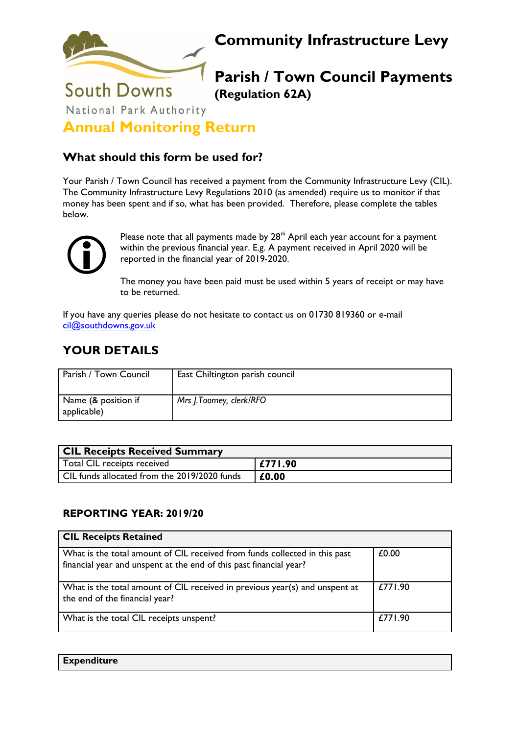South Downs
National Park Authority

# Community Infrastructure Levy

# Parish / Town Council Payments

**(Regulation 62A)**

## Annual Monitoring Return

### What should this form be used for?

Your Parish / Town Council has received a payment from the Community Infrastructure Levy (CIL). The Community Infrastructure Levy Regulations 2010 (as amended) require us to monitor if that money has been spent and if so, what has been provided. Therefore, please complete the tables below.

Please note that all payments made by 28th April each year account for a payment within the previous financial year. E.g. A payment received in April 2020 will be reported in the financial year of 2019-2020.

The money you have been paid must be used within 5 years of receipt or may have to be returned.

If you have any queries please do not hesitate to contact us on 01730 819360 or e-mail cil@southdowns.gov.uk

## YOUR DETAILS

| Parish / Town Council | East Chiltington parish council |
|---|---|
| Name (& position if applicable) | *Mrs J.Toomey, clerk/RFO* |

| CIL Receipts Received Summary | |
|---|---|
| Total CIL receipts received | **£771.90** |
| CIL funds allocated from the 2019/2020 funds | **£0.00** |

### REPORTING YEAR: 2019/20

| CIL Receipts Retained | |
|---|---|
| What is the total amount of CIL received from funds collected in this past financial year and unspent at the end of this past financial year? | £0.00 |
| What is the total amount of CIL received in previous year(s) and unspent at the end of the financial year? | £771.90 |
| What is the total CIL receipts unspent? | £771.90 |

| Expenditure |
|---|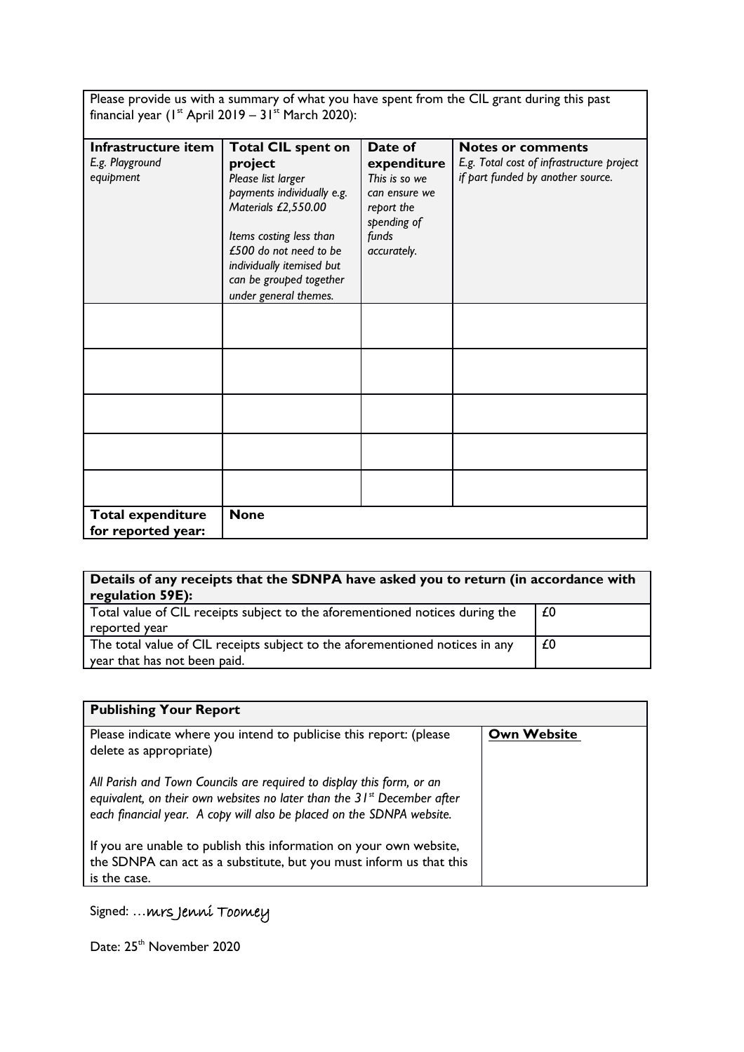Please provide us with a summary of what you have spent from the CIL grant during this past financial year (1st April 2019 – 31st March 2020):

| **Infrastructure item**<br>*E.g. Playground equipment* | **Total CIL spent on project**<br>*Please list larger payments individually e.g. Materials £2,550.00*<br><br>*Items costing less than £500 do not need to be individually itemised but can be grouped together under general themes.* | **Date of expenditure**<br>*This is so we can ensure we report the spending of funds accurately.* | **Notes or comments**<br>*E.g. Total cost of infrastructure project if part funded by another source.* |
|---|---|---|---|
| | | | |
| | | | |
| | | | |
| | | | |
| | | | |
| **Total expenditure for reported year:** | **None** | | |

| **Details of any receipts that the SDNPA have asked you to return (in accordance with regulation 59E):** | |
|---|---|
| Total value of CIL receipts subject to the aforementioned notices during the reported year | £0 |
| The total value of CIL receipts subject to the aforementioned notices in any year that has not been paid. | £0 |

| **Publishing Your Report** | |
|---|---|
| Please indicate where you intend to publicise this report: (please delete as appropriate)<br><br>*All Parish and Town Councils are required to display this form, or an equivalent, on their own websites no later than the 31st December after each financial year. A copy will also be placed on the SDNPA website.*<br><br>If you are unable to publish this information on your own website, the SDNPA can act as a substitute, but you must inform us that this is the case. | **Own Website** |

Signed: …mrs Jenni Toomey

Date: 25th November 2020